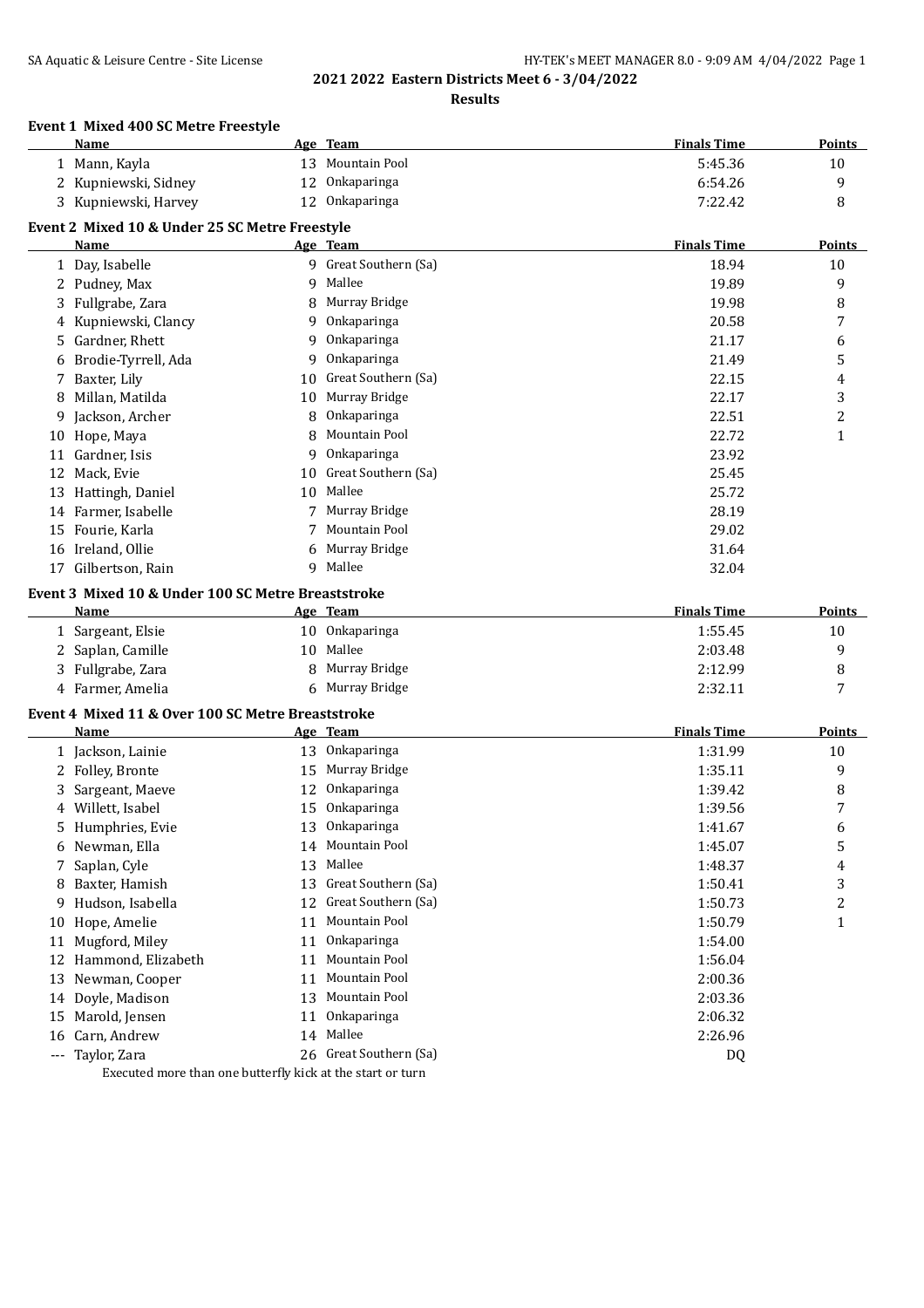## 2021 2022 Eastern Districts Meet 6 - 3/04/2022

### Results

**Event 1 Mixed 400 SC Metre Freestyle**

| | Name | Age | Team | Finals Time | Points |
|---|---|---|---|---|---|
| 1 | Mann, Kayla | 13 | Mountain Pool | 5:45.36 | 10 |
| 2 | Kupniewski, Sidney | 12 | Onkaparinga | 6:54.26 | 9 |
| 3 | Kupniewski, Harvey | 12 | Onkaparinga | 7:22.42 | 8 |

**Event 2 Mixed 10 & Under 25 SC Metre Freestyle**

| | Name | Age | Team | Finals Time | Points |
|---|---|---|---|---|---|
| 1 | Day, Isabelle | 9 | Great Southern (Sa) | 18.94 | 10 |
| 2 | Pudney, Max | 9 | Mallee | 19.89 | 9 |
| 3 | Fullgrabe, Zara | 8 | Murray Bridge | 19.98 | 8 |
| 4 | Kupniewski, Clancy | 9 | Onkaparinga | 20.58 | 7 |
| 5 | Gardner, Rhett | 9 | Onkaparinga | 21.17 | 6 |
| 6 | Brodie-Tyrrell, Ada | 9 | Onkaparinga | 21.49 | 5 |
| 7 | Baxter, Lily | 10 | Great Southern (Sa) | 22.15 | 4 |
| 8 | Millan, Matilda | 10 | Murray Bridge | 22.17 | 3 |
| 9 | Jackson, Archer | 8 | Onkaparinga | 22.51 | 2 |
| 10 | Hope, Maya | 8 | Mountain Pool | 22.72 | 1 |
| 11 | Gardner, Isis | 9 | Onkaparinga | 23.92 | |
| 12 | Mack, Evie | 10 | Great Southern (Sa) | 25.45 | |
| 13 | Hattingh, Daniel | 10 | Mallee | 25.72 | |
| 14 | Farmer, Isabelle | 7 | Murray Bridge | 28.19 | |
| 15 | Fourie, Karla | 7 | Mountain Pool | 29.02 | |
| 16 | Ireland, Ollie | 6 | Murray Bridge | 31.64 | |
| 17 | Gilbertson, Rain | 9 | Mallee | 32.04 | |

**Event 3 Mixed 10 & Under 100 SC Metre Breaststroke**

| | Name | Age | Team | Finals Time | Points |
|---|---|---|---|---|---|
| 1 | Sargeant, Elsie | 10 | Onkaparinga | 1:55.45 | 10 |
| 2 | Saplan, Camille | 10 | Mallee | 2:03.48 | 9 |
| 3 | Fullgrabe, Zara | 8 | Murray Bridge | 2:12.99 | 8 |
| 4 | Farmer, Amelia | 6 | Murray Bridge | 2:32.11 | 7 |

**Event 4 Mixed 11 & Over 100 SC Metre Breaststroke**

| | Name | Age | Team | Finals Time | Points |
|---|---|---|---|---|---|
| 1 | Jackson, Lainie | 13 | Onkaparinga | 1:31.99 | 10 |
| 2 | Folley, Bronte | 15 | Murray Bridge | 1:35.11 | 9 |
| 3 | Sargeant, Maeve | 12 | Onkaparinga | 1:39.42 | 8 |
| 4 | Willett, Isabel | 15 | Onkaparinga | 1:39.56 | 7 |
| 5 | Humphries, Evie | 13 | Onkaparinga | 1:41.67 | 6 |
| 6 | Newman, Ella | 14 | Mountain Pool | 1:45.07 | 5 |
| 7 | Saplan, Cyle | 13 | Mallee | 1:48.37 | 4 |
| 8 | Baxter, Hamish | 13 | Great Southern (Sa) | 1:50.41 | 3 |
| 9 | Hudson, Isabella | 12 | Great Southern (Sa) | 1:50.73 | 2 |
| 10 | Hope, Amelie | 11 | Mountain Pool | 1:50.79 | 1 |
| 11 | Mugford, Miley | 11 | Onkaparinga | 1:54.00 | |
| 12 | Hammond, Elizabeth | 11 | Mountain Pool | 1:56.04 | |
| 13 | Newman, Cooper | 11 | Mountain Pool | 2:00.36 | |
| 14 | Doyle, Madison | 13 | Mountain Pool | 2:03.36 | |
| 15 | Marold, Jensen | 11 | Onkaparinga | 2:06.32 | |
| 16 | Carn, Andrew | 14 | Mallee | 2:26.96 | |
| --- | Taylor, Zara | 26 | Great Southern (Sa) | DQ | |

Executed more than one butterfly kick at the start or turn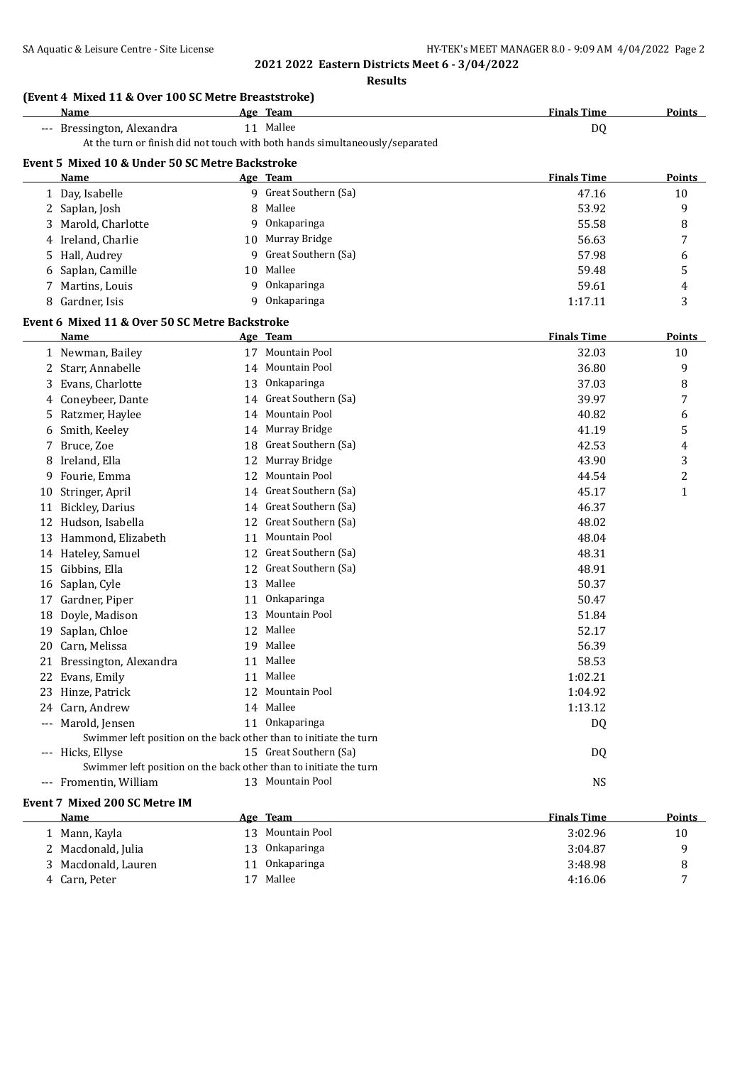**2021 2022 Eastern Districts Meet 6 - 3/04/2022**

**Results**

### (Event 4 Mixed 11 & Over 100 SC Metre Breaststroke)

| | Name | Age | Team | Finals Time | Points |
|---|---|---|---|---|---|
| --- | Bressington, Alexandra | 11 | Mallee | DQ | |
| | At the turn or finish did not touch with both hands simultaneously/separated | | | | |

### Event 5 Mixed 10 & Under 50 SC Metre Backstroke

| | Name | Age | Team | Finals Time | Points |
|---|---|---|---|---|---|
| 1 | Day, Isabelle | 9 | Great Southern (Sa) | 47.16 | 10 |
| 2 | Saplan, Josh | 8 | Mallee | 53.92 | 9 |
| 3 | Marold, Charlotte | 9 | Onkaparinga | 55.58 | 8 |
| 4 | Ireland, Charlie | 10 | Murray Bridge | 56.63 | 7 |
| 5 | Hall, Audrey | 9 | Great Southern (Sa) | 57.98 | 6 |
| 6 | Saplan, Camille | 10 | Mallee | 59.48 | 5 |
| 7 | Martins, Louis | 9 | Onkaparinga | 59.61 | 4 |
| 8 | Gardner, Isis | 9 | Onkaparinga | 1:17.11 | 3 |

### Event 6 Mixed 11 & Over 50 SC Metre Backstroke

| | Name | Age | Team | Finals Time | Points |
|---|---|---|---|---|---|
| 1 | Newman, Bailey | 17 | Mountain Pool | 32.03 | 10 |
| 2 | Starr, Annabelle | 14 | Mountain Pool | 36.80 | 9 |
| 3 | Evans, Charlotte | 13 | Onkaparinga | 37.03 | 8 |
| 4 | Coneybeer, Dante | 14 | Great Southern (Sa) | 39.97 | 7 |
| 5 | Ratzmer, Haylee | 14 | Mountain Pool | 40.82 | 6 |
| 6 | Smith, Keeley | 14 | Murray Bridge | 41.19 | 5 |
| 7 | Bruce, Zoe | 18 | Great Southern (Sa) | 42.53 | 4 |
| 8 | Ireland, Ella | 12 | Murray Bridge | 43.90 | 3 |
| 9 | Fourie, Emma | 12 | Mountain Pool | 44.54 | 2 |
| 10 | Stringer, April | 14 | Great Southern (Sa) | 45.17 | 1 |
| 11 | Bickley, Darius | 14 | Great Southern (Sa) | 46.37 | |
| 12 | Hudson, Isabella | 12 | Great Southern (Sa) | 48.02 | |
| 13 | Hammond, Elizabeth | 11 | Mountain Pool | 48.04 | |
| 14 | Hateley, Samuel | 12 | Great Southern (Sa) | 48.31 | |
| 15 | Gibbins, Ella | 12 | Great Southern (Sa) | 48.91 | |
| 16 | Saplan, Cyle | 13 | Mallee | 50.37 | |
| 17 | Gardner, Piper | 11 | Onkaparinga | 50.47 | |
| 18 | Doyle, Madison | 13 | Mountain Pool | 51.84 | |
| 19 | Saplan, Chloe | 12 | Mallee | 52.17 | |
| 20 | Carn, Melissa | 19 | Mallee | 56.39 | |
| 21 | Bressington, Alexandra | 11 | Mallee | 58.53 | |
| 22 | Evans, Emily | 11 | Mallee | 1:02.21 | |
| 23 | Hinze, Patrick | 12 | Mountain Pool | 1:04.92 | |
| 24 | Carn, Andrew | 14 | Mallee | 1:13.12 | |
| --- | Marold, Jensen | 11 | Onkaparinga | DQ | |
| | Swimmer left position on the back other than to initiate the turn | | | | |
| --- | Hicks, Ellyse | 15 | Great Southern (Sa) | DQ | |
| | Swimmer left position on the back other than to initiate the turn | | | | |
| --- | Fromentin, William | 13 | Mountain Pool | NS | |

### Event 7 Mixed 200 SC Metre IM

| | Name | Age | Team | Finals Time | Points |
|---|---|---|---|---|---|
| 1 | Mann, Kayla | 13 | Mountain Pool | 3:02.96 | 10 |
| 2 | Macdonald, Julia | 13 | Onkaparinga | 3:04.87 | 9 |
| 3 | Macdonald, Lauren | 11 | Onkaparinga | 3:48.98 | 8 |
| 4 | Carn, Peter | 17 | Mallee | 4:16.06 | 7 |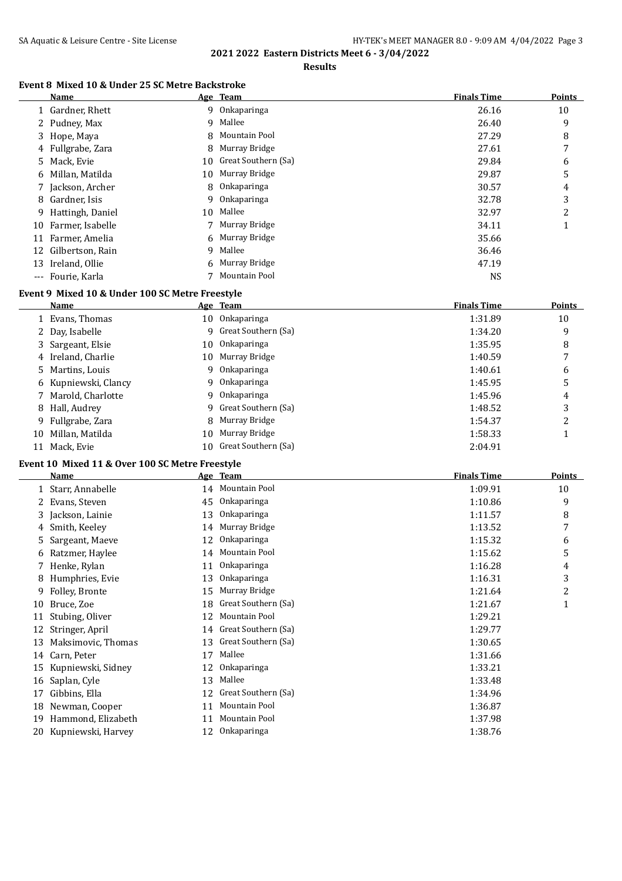# 2021 2022 Eastern Districts Meet 6 - 3/04/2022

## Results

### Event 8 Mixed 10 & Under 25 SC Metre Backstroke

| | Name | Age | Team | Finals Time | Points |
|---|---|---|---|---|---|
| 1 | Gardner, Rhett | 9 | Onkaparinga | 26.16 | 10 |
| 2 | Pudney, Max | 9 | Mallee | 26.40 | 9 |
| 3 | Hope, Maya | 8 | Mountain Pool | 27.29 | 8 |
| 4 | Fullgrabe, Zara | 8 | Murray Bridge | 27.61 | 7 |
| 5 | Mack, Evie | 10 | Great Southern (Sa) | 29.84 | 6 |
| 6 | Millan, Matilda | 10 | Murray Bridge | 29.87 | 5 |
| 7 | Jackson, Archer | 8 | Onkaparinga | 30.57 | 4 |
| 8 | Gardner, Isis | 9 | Onkaparinga | 32.78 | 3 |
| 9 | Hattingh, Daniel | 10 | Mallee | 32.97 | 2 |
| 10 | Farmer, Isabelle | 7 | Murray Bridge | 34.11 | 1 |
| 11 | Farmer, Amelia | 6 | Murray Bridge | 35.66 | |
| 12 | Gilbertson, Rain | 9 | Mallee | 36.46 | |
| 13 | Ireland, Ollie | 6 | Murray Bridge | 47.19 | |
| --- | Fourie, Karla | 7 | Mountain Pool | NS | |

### Event 9 Mixed 10 & Under 100 SC Metre Freestyle

| | Name | Age | Team | Finals Time | Points |
|---|---|---|---|---|---|
| 1 | Evans, Thomas | 10 | Onkaparinga | 1:31.89 | 10 |
| 2 | Day, Isabelle | 9 | Great Southern (Sa) | 1:34.20 | 9 |
| 3 | Sargeant, Elsie | 10 | Onkaparinga | 1:35.95 | 8 |
| 4 | Ireland, Charlie | 10 | Murray Bridge | 1:40.59 | 7 |
| 5 | Martins, Louis | 9 | Onkaparinga | 1:40.61 | 6 |
| 6 | Kupniewski, Clancy | 9 | Onkaparinga | 1:45.95 | 5 |
| 7 | Marold, Charlotte | 9 | Onkaparinga | 1:45.96 | 4 |
| 8 | Hall, Audrey | 9 | Great Southern (Sa) | 1:48.52 | 3 |
| 9 | Fullgrabe, Zara | 8 | Murray Bridge | 1:54.37 | 2 |
| 10 | Millan, Matilda | 10 | Murray Bridge | 1:58.33 | 1 |
| 11 | Mack, Evie | 10 | Great Southern (Sa) | 2:04.91 | |

### Event 10 Mixed 11 & Over 100 SC Metre Freestyle

| | Name | Age | Team | Finals Time | Points |
|---|---|---|---|---|---|
| 1 | Starr, Annabelle | 14 | Mountain Pool | 1:09.91 | 10 |
| 2 | Evans, Steven | 45 | Onkaparinga | 1:10.86 | 9 |
| 3 | Jackson, Lainie | 13 | Onkaparinga | 1:11.57 | 8 |
| 4 | Smith, Keeley | 14 | Murray Bridge | 1:13.52 | 7 |
| 5 | Sargeant, Maeve | 12 | Onkaparinga | 1:15.32 | 6 |
| 6 | Ratzmer, Haylee | 14 | Mountain Pool | 1:15.62 | 5 |
| 7 | Henke, Rylan | 11 | Onkaparinga | 1:16.28 | 4 |
| 8 | Humphries, Evie | 13 | Onkaparinga | 1:16.31 | 3 |
| 9 | Folley, Bronte | 15 | Murray Bridge | 1:21.64 | 2 |
| 10 | Bruce, Zoe | 18 | Great Southern (Sa) | 1:21.67 | 1 |
| 11 | Stubing, Oliver | 12 | Mountain Pool | 1:29.21 | |
| 12 | Stringer, April | 14 | Great Southern (Sa) | 1:29.77 | |
| 13 | Maksimovic, Thomas | 13 | Great Southern (Sa) | 1:30.65 | |
| 14 | Carn, Peter | 17 | Mallee | 1:31.66 | |
| 15 | Kupniewski, Sidney | 12 | Onkaparinga | 1:33.21 | |
| 16 | Saplan, Cyle | 13 | Mallee | 1:33.48 | |
| 17 | Gibbins, Ella | 12 | Great Southern (Sa) | 1:34.96 | |
| 18 | Newman, Cooper | 11 | Mountain Pool | 1:36.87 | |
| 19 | Hammond, Elizabeth | 11 | Mountain Pool | 1:37.98 | |
| 20 | Kupniewski, Harvey | 12 | Onkaparinga | 1:38.76 | |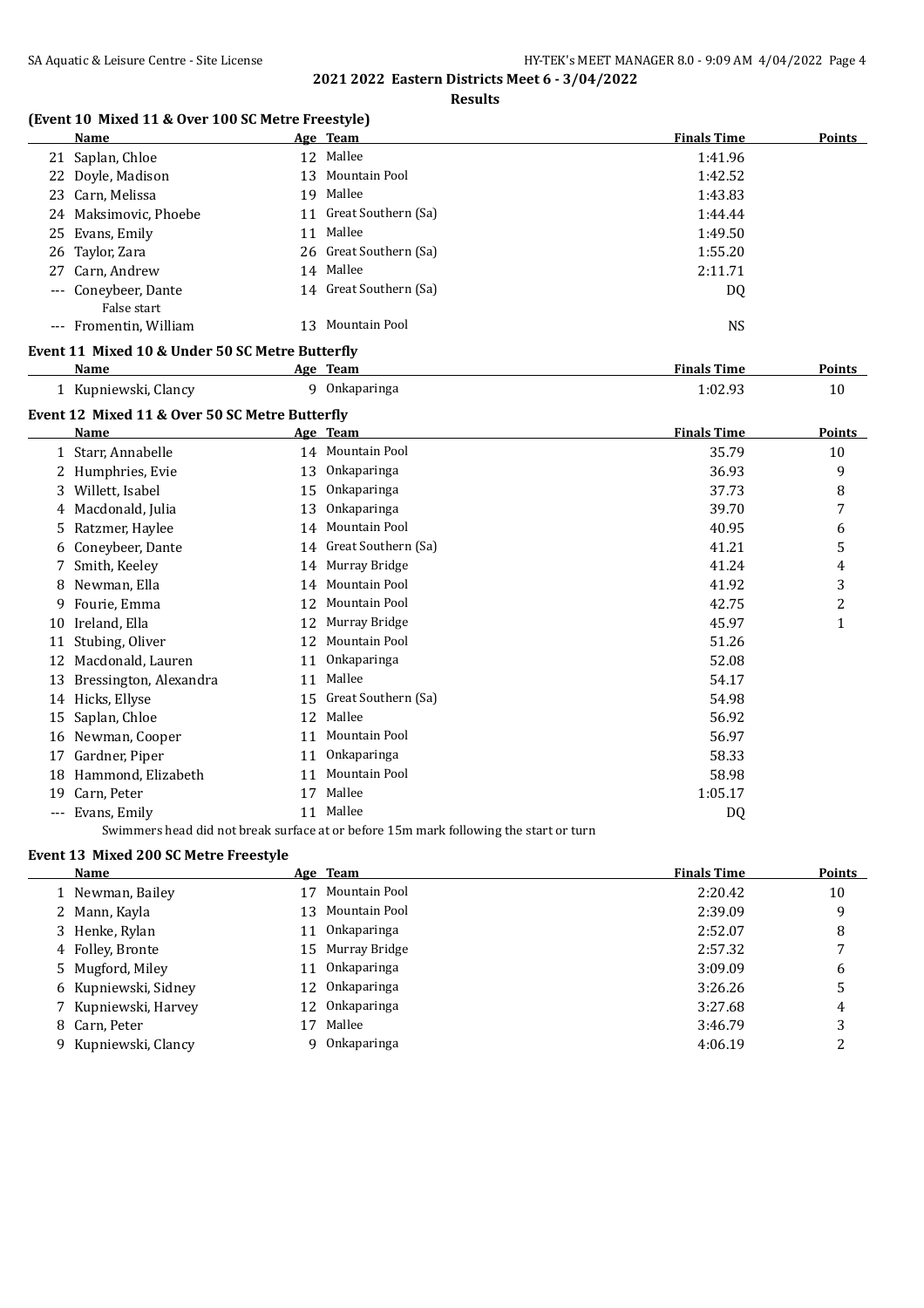## 2021 2022 Eastern Districts Meet 6 - 3/04/2022

### Results

#### (Event 10 Mixed 11 & Over 100 SC Metre Freestyle)

| | Name | Age | Team | Finals Time | Points |
|---|---|---|---|---|---|
| 21 | Saplan, Chloe | 12 | Mallee | 1:41.96 | |
| 22 | Doyle, Madison | 13 | Mountain Pool | 1:42.52 | |
| 23 | Carn, Melissa | 19 | Mallee | 1:43.83 | |
| 24 | Maksimovic, Phoebe | 11 | Great Southern (Sa) | 1:44.44 | |
| 25 | Evans, Emily | 11 | Mallee | 1:49.50 | |
| 26 | Taylor, Zara | 26 | Great Southern (Sa) | 1:55.20 | |
| 27 | Carn, Andrew | 14 | Mallee | 2:11.71 | |
| --- | Coneybeer, Dante<br>False start | 14 | Great Southern (Sa) | DQ | |
| --- | Fromentin, William | 13 | Mountain Pool | NS | |

#### Event 11 Mixed 10 & Under 50 SC Metre Butterfly

| | Name | Age | Team | Finals Time | Points |
|---|---|---|---|---|---|
| 1 | Kupniewski, Clancy | 9 | Onkaparinga | 1:02.93 | 10 |

#### Event 12 Mixed 11 & Over 50 SC Metre Butterfly

| | Name | Age | Team | Finals Time | Points |
|---|---|---|---|---|---|
| 1 | Starr, Annabelle | 14 | Mountain Pool | 35.79 | 10 |
| 2 | Humphries, Evie | 13 | Onkaparinga | 36.93 | 9 |
| 3 | Willett, Isabel | 15 | Onkaparinga | 37.73 | 8 |
| 4 | Macdonald, Julia | 13 | Onkaparinga | 39.70 | 7 |
| 5 | Ratzmer, Haylee | 14 | Mountain Pool | 40.95 | 6 |
| 6 | Coneybeer, Dante | 14 | Great Southern (Sa) | 41.21 | 5 |
| 7 | Smith, Keeley | 14 | Murray Bridge | 41.24 | 4 |
| 8 | Newman, Ella | 14 | Mountain Pool | 41.92 | 3 |
| 9 | Fourie, Emma | 12 | Mountain Pool | 42.75 | 2 |
| 10 | Ireland, Ella | 12 | Murray Bridge | 45.97 | 1 |
| 11 | Stubing, Oliver | 12 | Mountain Pool | 51.26 | |
| 12 | Macdonald, Lauren | 11 | Onkaparinga | 52.08 | |
| 13 | Bressington, Alexandra | 11 | Mallee | 54.17 | |
| 14 | Hicks, Ellyse | 15 | Great Southern (Sa) | 54.98 | |
| 15 | Saplan, Chloe | 12 | Mallee | 56.92 | |
| 16 | Newman, Cooper | 11 | Mountain Pool | 56.97 | |
| 17 | Gardner, Piper | 11 | Onkaparinga | 58.33 | |
| 18 | Hammond, Elizabeth | 11 | Mountain Pool | 58.98 | |
| 19 | Carn, Peter | 17 | Mallee | 1:05.17 | |
| --- | Evans, Emily<br>Swimmers head did not break surface at or before 15m mark following the start or turn | 11 | Mallee | DQ | |

#### Event 13 Mixed 200 SC Metre Freestyle

| | Name | Age | Team | Finals Time | Points |
|---|---|---|---|---|---|
| 1 | Newman, Bailey | 17 | Mountain Pool | 2:20.42 | 10 |
| 2 | Mann, Kayla | 13 | Mountain Pool | 2:39.09 | 9 |
| 3 | Henke, Rylan | 11 | Onkaparinga | 2:52.07 | 8 |
| 4 | Folley, Bronte | 15 | Murray Bridge | 2:57.32 | 7 |
| 5 | Mugford, Miley | 11 | Onkaparinga | 3:09.09 | 6 |
| 6 | Kupniewski, Sidney | 12 | Onkaparinga | 3:26.26 | 5 |
| 7 | Kupniewski, Harvey | 12 | Onkaparinga | 3:27.68 | 4 |
| 8 | Carn, Peter | 17 | Mallee | 3:46.79 | 3 |
| 9 | Kupniewski, Clancy | 9 | Onkaparinga | 4:06.19 | 2 |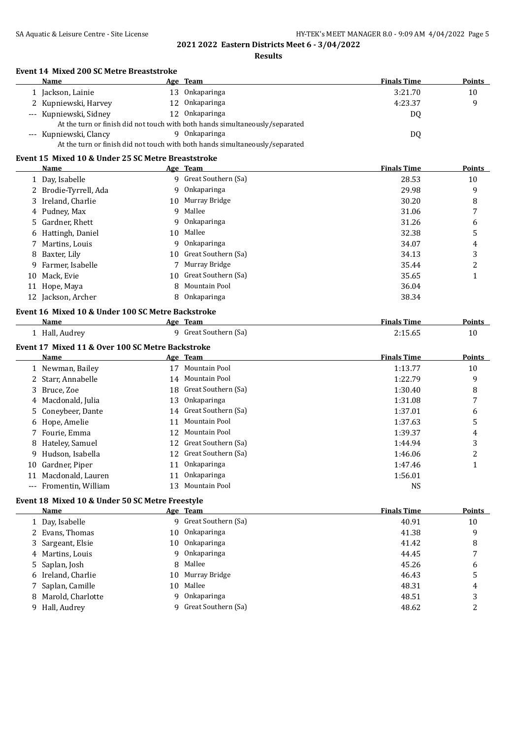**2021 2022 Eastern Districts Meet 6 - 3/04/2022**

**Results**

### Event 14 Mixed 200 SC Metre Breaststroke

| | Name | Age | Team | Finals Time | Points |
|---|---|---|---|---|---|
| 1 | Jackson, Lainie | 13 | Onkaparinga | 3:21.70 | 10 |
| 2 | Kupniewski, Harvey | 12 | Onkaparinga | 4:23.37 | 9 |
| --- | Kupniewski, Sidney | 12 | Onkaparinga | DQ | |
| | At the turn or finish did not touch with both hands simultaneously/separated | | | | |
| --- | Kupniewski, Clancy | 9 | Onkaparinga | DQ | |
| | At the turn or finish did not touch with both hands simultaneously/separated | | | | |

### Event 15 Mixed 10 & Under 25 SC Metre Breaststroke

| | Name | Age | Team | Finals Time | Points |
|---|---|---|---|---|---|
| 1 | Day, Isabelle | 9 | Great Southern (Sa) | 28.53 | 10 |
| 2 | Brodie-Tyrrell, Ada | 9 | Onkaparinga | 29.98 | 9 |
| 3 | Ireland, Charlie | 10 | Murray Bridge | 30.20 | 8 |
| 4 | Pudney, Max | 9 | Mallee | 31.06 | 7 |
| 5 | Gardner, Rhett | 9 | Onkaparinga | 31.26 | 6 |
| 6 | Hattingh, Daniel | 10 | Mallee | 32.38 | 5 |
| 7 | Martins, Louis | 9 | Onkaparinga | 34.07 | 4 |
| 8 | Baxter, Lily | 10 | Great Southern (Sa) | 34.13 | 3 |
| 9 | Farmer, Isabelle | 7 | Murray Bridge | 35.44 | 2 |
| 10 | Mack, Evie | 10 | Great Southern (Sa) | 35.65 | 1 |
| 11 | Hope, Maya | 8 | Mountain Pool | 36.04 | |
| 12 | Jackson, Archer | 8 | Onkaparinga | 38.34 | |

### Event 16 Mixed 10 & Under 100 SC Metre Backstroke

| | Name | Age | Team | Finals Time | Points |
|---|---|---|---|---|---|
| 1 | Hall, Audrey | 9 | Great Southern (Sa) | 2:15.65 | 10 |

### Event 17 Mixed 11 & Over 100 SC Metre Backstroke

| | Name | Age | Team | Finals Time | Points |
|---|---|---|---|---|---|
| 1 | Newman, Bailey | 17 | Mountain Pool | 1:13.77 | 10 |
| 2 | Starr, Annabelle | 14 | Mountain Pool | 1:22.79 | 9 |
| 3 | Bruce, Zoe | 18 | Great Southern (Sa) | 1:30.40 | 8 |
| 4 | Macdonald, Julia | 13 | Onkaparinga | 1:31.08 | 7 |
| 5 | Coneybeer, Dante | 14 | Great Southern (Sa) | 1:37.01 | 6 |
| 6 | Hope, Amelie | 11 | Mountain Pool | 1:37.63 | 5 |
| 7 | Fourie, Emma | 12 | Mountain Pool | 1:39.37 | 4 |
| 8 | Hateley, Samuel | 12 | Great Southern (Sa) | 1:44.94 | 3 |
| 9 | Hudson, Isabella | 12 | Great Southern (Sa) | 1:46.06 | 2 |
| 10 | Gardner, Piper | 11 | Onkaparinga | 1:47.46 | 1 |
| 11 | Macdonald, Lauren | 11 | Onkaparinga | 1:56.01 | |
| --- | Fromentin, William | 13 | Mountain Pool | NS | |

### Event 18 Mixed 10 & Under 50 SC Metre Freestyle

| | Name | Age | Team | Finals Time | Points |
|---|---|---|---|---|---|
| 1 | Day, Isabelle | 9 | Great Southern (Sa) | 40.91 | 10 |
| 2 | Evans, Thomas | 10 | Onkaparinga | 41.38 | 9 |
| 3 | Sargeant, Elsie | 10 | Onkaparinga | 41.42 | 8 |
| 4 | Martins, Louis | 9 | Onkaparinga | 44.45 | 7 |
| 5 | Saplan, Josh | 8 | Mallee | 45.26 | 6 |
| 6 | Ireland, Charlie | 10 | Murray Bridge | 46.43 | 5 |
| 7 | Saplan, Camille | 10 | Mallee | 48.31 | 4 |
| 8 | Marold, Charlotte | 9 | Onkaparinga | 48.51 | 3 |
| 9 | Hall, Audrey | 9 | Great Southern (Sa) | 48.62 | 2 |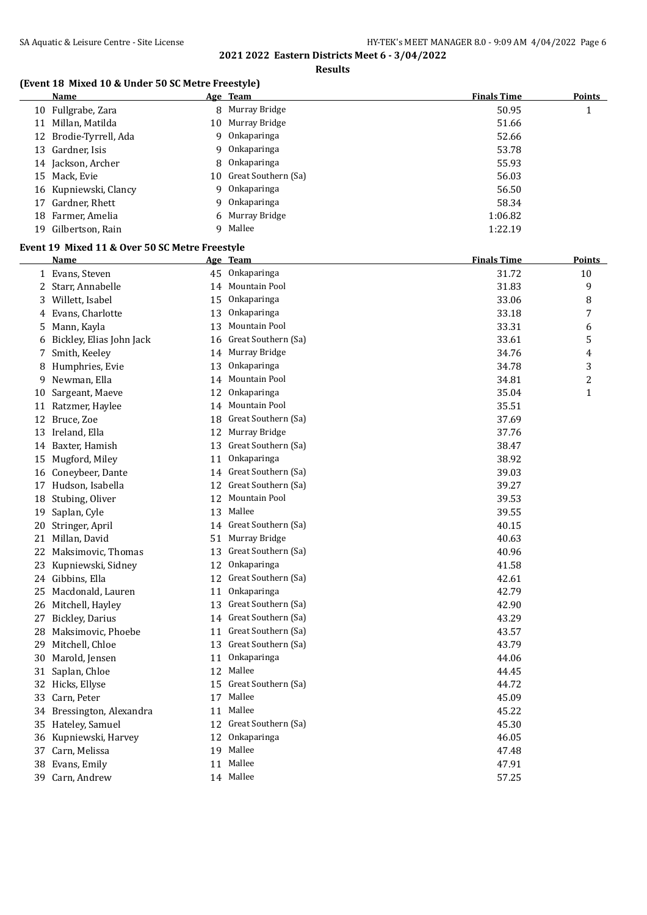**2021 2022 Eastern Districts Meet 6 - 3/04/2022**

**Results**

### (Event 18 Mixed 10 & Under 50 SC Metre Freestyle)

| | Name | Age | Team | Finals Time | Points |
|---|---|---|---|---|---|
| 10 | Fullgrabe, Zara | 8 | Murray Bridge | 50.95 | 1 |
| 11 | Millan, Matilda | 10 | Murray Bridge | 51.66 | |
| 12 | Brodie-Tyrrell, Ada | 9 | Onkaparinga | 52.66 | |
| 13 | Gardner, Isis | 9 | Onkaparinga | 53.78 | |
| 14 | Jackson, Archer | 8 | Onkaparinga | 55.93 | |
| 15 | Mack, Evie | 10 | Great Southern (Sa) | 56.03 | |
| 16 | Kupniewski, Clancy | 9 | Onkaparinga | 56.50 | |
| 17 | Gardner, Rhett | 9 | Onkaparinga | 58.34 | |
| 18 | Farmer, Amelia | 6 | Murray Bridge | 1:06.82 | |
| 19 | Gilbertson, Rain | 9 | Mallee | 1:22.19 | |

### Event 19 Mixed 11 & Over 50 SC Metre Freestyle

| | Name | Age | Team | Finals Time | Points |
|---|---|---|---|---|---|
| 1 | Evans, Steven | 45 | Onkaparinga | 31.72 | 10 |
| 2 | Starr, Annabelle | 14 | Mountain Pool | 31.83 | 9 |
| 3 | Willett, Isabel | 15 | Onkaparinga | 33.06 | 8 |
| 4 | Evans, Charlotte | 13 | Onkaparinga | 33.18 | 7 |
| 5 | Mann, Kayla | 13 | Mountain Pool | 33.31 | 6 |
| 6 | Bickley, Elias John Jack | 16 | Great Southern (Sa) | 33.61 | 5 |
| 7 | Smith, Keeley | 14 | Murray Bridge | 34.76 | 4 |
| 8 | Humphries, Evie | 13 | Onkaparinga | 34.78 | 3 |
| 9 | Newman, Ella | 14 | Mountain Pool | 34.81 | 2 |
| 10 | Sargeant, Maeve | 12 | Onkaparinga | 35.04 | 1 |
| 11 | Ratzmer, Haylee | 14 | Mountain Pool | 35.51 | |
| 12 | Bruce, Zoe | 18 | Great Southern (Sa) | 37.69 | |
| 13 | Ireland, Ella | 12 | Murray Bridge | 37.76 | |
| 14 | Baxter, Hamish | 13 | Great Southern (Sa) | 38.47 | |
| 15 | Mugford, Miley | 11 | Onkaparinga | 38.92 | |
| 16 | Coneybeer, Dante | 14 | Great Southern (Sa) | 39.03 | |
| 17 | Hudson, Isabella | 12 | Great Southern (Sa) | 39.27 | |
| 18 | Stubing, Oliver | 12 | Mountain Pool | 39.53 | |
| 19 | Saplan, Cyle | 13 | Mallee | 39.55 | |
| 20 | Stringer, April | 14 | Great Southern (Sa) | 40.15 | |
| 21 | Millan, David | 51 | Murray Bridge | 40.63 | |
| 22 | Maksimovic, Thomas | 13 | Great Southern (Sa) | 40.96 | |
| 23 | Kupniewski, Sidney | 12 | Onkaparinga | 41.58 | |
| 24 | Gibbins, Ella | 12 | Great Southern (Sa) | 42.61 | |
| 25 | Macdonald, Lauren | 11 | Onkaparinga | 42.79 | |
| 26 | Mitchell, Hayley | 13 | Great Southern (Sa) | 42.90 | |
| 27 | Bickley, Darius | 14 | Great Southern (Sa) | 43.29 | |
| 28 | Maksimovic, Phoebe | 11 | Great Southern (Sa) | 43.57 | |
| 29 | Mitchell, Chloe | 13 | Great Southern (Sa) | 43.79 | |
| 30 | Marold, Jensen | 11 | Onkaparinga | 44.06 | |
| 31 | Saplan, Chloe | 12 | Mallee | 44.45 | |
| 32 | Hicks, Ellyse | 15 | Great Southern (Sa) | 44.72 | |
| 33 | Carn, Peter | 17 | Mallee | 45.09 | |
| 34 | Bressington, Alexandra | 11 | Mallee | 45.22 | |
| 35 | Hateley, Samuel | 12 | Great Southern (Sa) | 45.30 | |
| 36 | Kupniewski, Harvey | 12 | Onkaparinga | 46.05 | |
| 37 | Carn, Melissa | 19 | Mallee | 47.48 | |
| 38 | Evans, Emily | 11 | Mallee | 47.91 | |
| 39 | Carn, Andrew | 14 | Mallee | 57.25 | |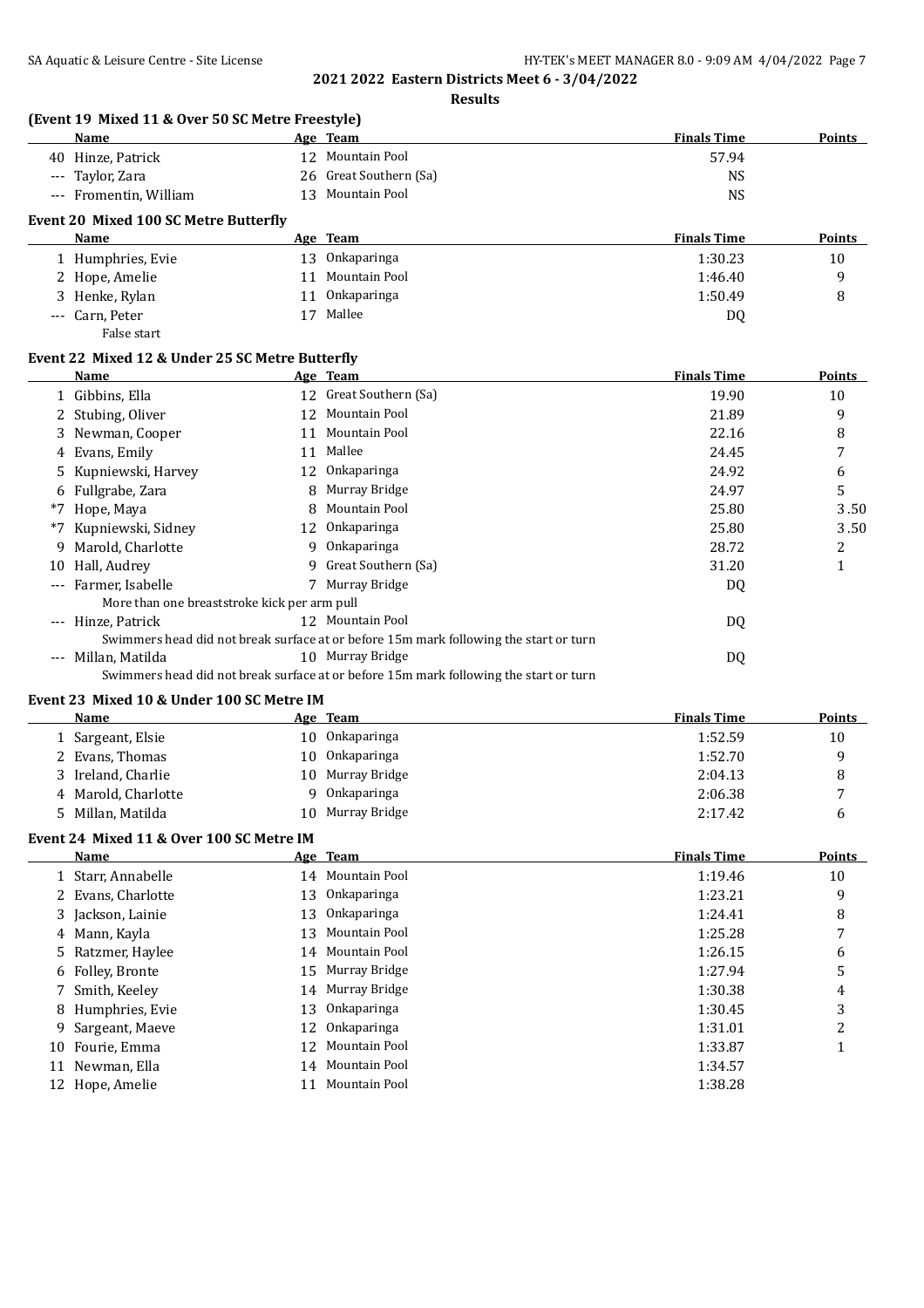**2021 2022 Eastern Districts Meet 6 - 3/04/2022**

**Results**

### (Event 19 Mixed 11 & Over 50 SC Metre Freestyle)

| | Name | Age | Team | Finals Time | Points |
|---|---|---|---|---|---|
| 40 | Hinze, Patrick | 12 | Mountain Pool | 57.94 | |
| --- | Taylor, Zara | 26 | Great Southern (Sa) | NS | |
| --- | Fromentin, William | 13 | Mountain Pool | NS | |

### Event 20 Mixed 100 SC Metre Butterfly

| | Name | Age | Team | Finals Time | Points |
|---|---|---|---|---|---|
| 1 | Humphries, Evie | 13 | Onkaparinga | 1:30.23 | 10 |
| 2 | Hope, Amelie | 11 | Mountain Pool | 1:46.40 | 9 |
| 3 | Henke, Rylan | 11 | Onkaparinga | 1:50.49 | 8 |
| --- | Carn, Peter | 17 | Mallee | DQ | |
| | False start | | | | |

### Event 22 Mixed 12 & Under 25 SC Metre Butterfly

| | Name | Age | Team | Finals Time | Points |
|---|---|---|---|---|---|
| 1 | Gibbins, Ella | 12 | Great Southern (Sa) | 19.90 | 10 |
| 2 | Stubing, Oliver | 12 | Mountain Pool | 21.89 | 9 |
| 3 | Newman, Cooper | 11 | Mountain Pool | 22.16 | 8 |
| 4 | Evans, Emily | 11 | Mallee | 24.45 | 7 |
| 5 | Kupniewski, Harvey | 12 | Onkaparinga | 24.92 | 6 |
| 6 | Fullgrabe, Zara | 8 | Murray Bridge | 24.97 | 5 |
| *7 | Hope, Maya | 8 | Mountain Pool | 25.80 | 3.50 |
| *7 | Kupniewski, Sidney | 12 | Onkaparinga | 25.80 | 3.50 |
| 9 | Marold, Charlotte | 9 | Onkaparinga | 28.72 | 2 |
| 10 | Hall, Audrey | 9 | Great Southern (Sa) | 31.20 | 1 |
| --- | Farmer, Isabelle | 7 | Murray Bridge | DQ | |
| | More than one breaststroke kick per arm pull | | | | |
| --- | Hinze, Patrick | 12 | Mountain Pool | DQ | |
| | Swimmers head did not break surface at or before 15m mark following the start or turn | | | | |
| --- | Millan, Matilda | 10 | Murray Bridge | DQ | |
| | Swimmers head did not break surface at or before 15m mark following the start or turn | | | | |

### Event 23 Mixed 10 & Under 100 SC Metre IM

| | Name | Age | Team | Finals Time | Points |
|---|---|---|---|---|---|
| 1 | Sargeant, Elsie | 10 | Onkaparinga | 1:52.59 | 10 |
| 2 | Evans, Thomas | 10 | Onkaparinga | 1:52.70 | 9 |
| 3 | Ireland, Charlie | 10 | Murray Bridge | 2:04.13 | 8 |
| 4 | Marold, Charlotte | 9 | Onkaparinga | 2:06.38 | 7 |
| 5 | Millan, Matilda | 10 | Murray Bridge | 2:17.42 | 6 |

### Event 24 Mixed 11 & Over 100 SC Metre IM

| | Name | Age | Team | Finals Time | Points |
|---|---|---|---|---|---|
| 1 | Starr, Annabelle | 14 | Mountain Pool | 1:19.46 | 10 |
| 2 | Evans, Charlotte | 13 | Onkaparinga | 1:23.21 | 9 |
| 3 | Jackson, Lainie | 13 | Onkaparinga | 1:24.41 | 8 |
| 4 | Mann, Kayla | 13 | Mountain Pool | 1:25.28 | 7 |
| 5 | Ratzmer, Haylee | 14 | Mountain Pool | 1:26.15 | 6 |
| 6 | Folley, Bronte | 15 | Murray Bridge | 1:27.94 | 5 |
| 7 | Smith, Keeley | 14 | Murray Bridge | 1:30.38 | 4 |
| 8 | Humphries, Evie | 13 | Onkaparinga | 1:30.45 | 3 |
| 9 | Sargeant, Maeve | 12 | Onkaparinga | 1:31.01 | 2 |
| 10 | Fourie, Emma | 12 | Mountain Pool | 1:33.87 | 1 |
| 11 | Newman, Ella | 14 | Mountain Pool | 1:34.57 | |
| 12 | Hope, Amelie | 11 | Mountain Pool | 1:38.28 | |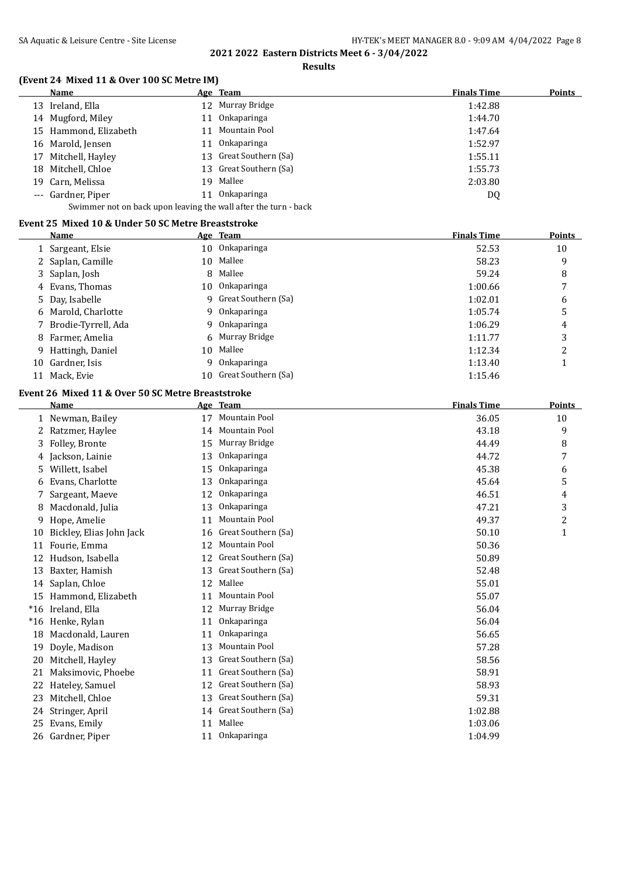## 2021 2022 Eastern Districts Meet 6 - 3/04/2022

**Results**

### (Event 24 Mixed 11 & Over 100 SC Metre IM)

| | Name | Age | Team | Finals Time | Points |
|---|---|---|---|---|---|
| 13 | Ireland, Ella | 12 | Murray Bridge | 1:42.88 | |
| 14 | Mugford, Miley | 11 | Onkaparinga | 1:44.70 | |
| 15 | Hammond, Elizabeth | 11 | Mountain Pool | 1:47.64 | |
| 16 | Marold, Jensen | 11 | Onkaparinga | 1:52.97 | |
| 17 | Mitchell, Hayley | 13 | Great Southern (Sa) | 1:55.11 | |
| 18 | Mitchell, Chloe | 13 | Great Southern (Sa) | 1:55.73 | |
| 19 | Carn, Melissa | 19 | Mallee | 2:03.80 | |
| --- | Gardner, Piper | 11 | Onkaparinga | DQ | |

Swimmer not on back upon leaving the wall after the turn - back

### Event 25 Mixed 10 & Under 50 SC Metre Breaststroke

| | Name | Age | Team | Finals Time | Points |
|---|---|---|---|---|---|
| 1 | Sargeant, Elsie | 10 | Onkaparinga | 52.53 | 10 |
| 2 | Saplan, Camille | 10 | Mallee | 58.23 | 9 |
| 3 | Saplan, Josh | 8 | Mallee | 59.24 | 8 |
| 4 | Evans, Thomas | 10 | Onkaparinga | 1:00.66 | 7 |
| 5 | Day, Isabelle | 9 | Great Southern (Sa) | 1:02.01 | 6 |
| 6 | Marold, Charlotte | 9 | Onkaparinga | 1:05.74 | 5 |
| 7 | Brodie-Tyrrell, Ada | 9 | Onkaparinga | 1:06.29 | 4 |
| 8 | Farmer, Amelia | 6 | Murray Bridge | 1:11.77 | 3 |
| 9 | Hattingh, Daniel | 10 | Mallee | 1:12.34 | 2 |
| 10 | Gardner, Isis | 9 | Onkaparinga | 1:13.40 | 1 |
| 11 | Mack, Evie | 10 | Great Southern (Sa) | 1:15.46 | |

### Event 26 Mixed 11 & Over 50 SC Metre Breaststroke

| | Name | Age | Team | Finals Time | Points |
|---|---|---|---|---|---|
| 1 | Newman, Bailey | 17 | Mountain Pool | 36.05 | 10 |
| 2 | Ratzmer, Haylee | 14 | Mountain Pool | 43.18 | 9 |
| 3 | Folley, Bronte | 15 | Murray Bridge | 44.49 | 8 |
| 4 | Jackson, Lainie | 13 | Onkaparinga | 44.72 | 7 |
| 5 | Willett, Isabel | 15 | Onkaparinga | 45.38 | 6 |
| 6 | Evans, Charlotte | 13 | Onkaparinga | 45.64 | 5 |
| 7 | Sargeant, Maeve | 12 | Onkaparinga | 46.51 | 4 |
| 8 | Macdonald, Julia | 13 | Onkaparinga | 47.21 | 3 |
| 9 | Hope, Amelie | 11 | Mountain Pool | 49.37 | 2 |
| 10 | Bickley, Elias John Jack | 16 | Great Southern (Sa) | 50.10 | 1 |
| 11 | Fourie, Emma | 12 | Mountain Pool | 50.36 | |
| 12 | Hudson, Isabella | 12 | Great Southern (Sa) | 50.89 | |
| 13 | Baxter, Hamish | 13 | Great Southern (Sa) | 52.48 | |
| 14 | Saplan, Chloe | 12 | Mallee | 55.01 | |
| 15 | Hammond, Elizabeth | 11 | Mountain Pool | 55.07 | |
| *16 | Ireland, Ella | 12 | Murray Bridge | 56.04 | |
| *16 | Henke, Rylan | 11 | Onkaparinga | 56.04 | |
| 18 | Macdonald, Lauren | 11 | Onkaparinga | 56.65 | |
| 19 | Doyle, Madison | 13 | Mountain Pool | 57.28 | |
| 20 | Mitchell, Hayley | 13 | Great Southern (Sa) | 58.56 | |
| 21 | Maksimovic, Phoebe | 11 | Great Southern (Sa) | 58.91 | |
| 22 | Hateley, Samuel | 12 | Great Southern (Sa) | 58.93 | |
| 23 | Mitchell, Chloe | 13 | Great Southern (Sa) | 59.31 | |
| 24 | Stringer, April | 14 | Great Southern (Sa) | 1:02.88 | |
| 25 | Evans, Emily | 11 | Mallee | 1:03.06 | |
| 26 | Gardner, Piper | 11 | Onkaparinga | 1:04.99 | |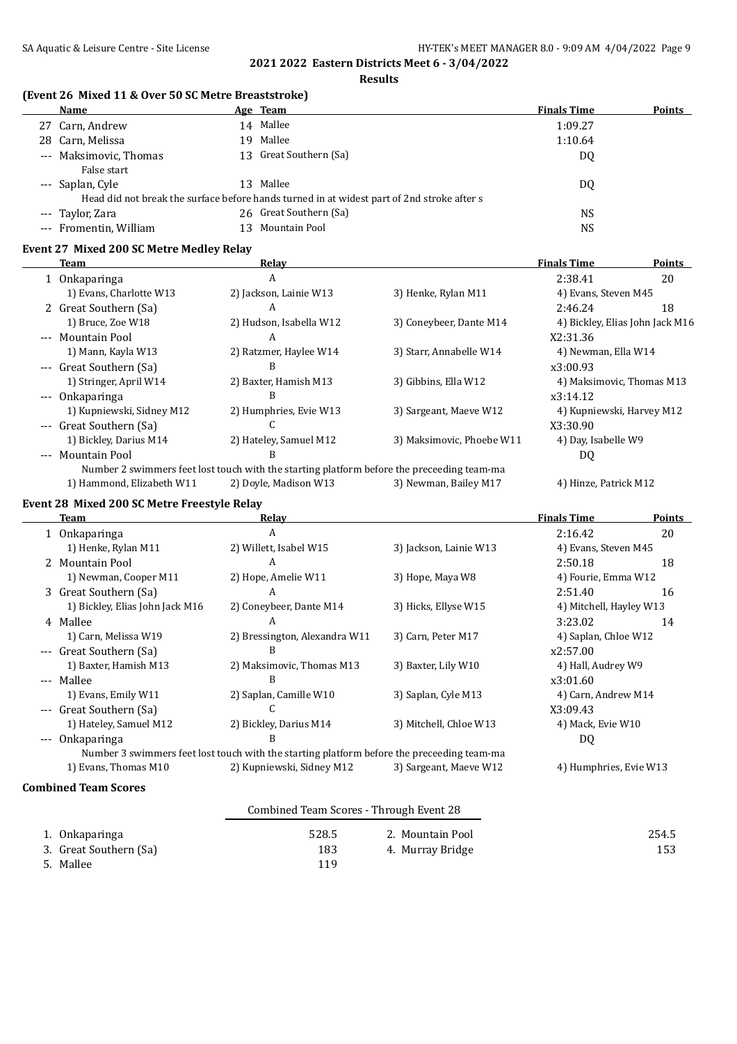## 2021 2022 Eastern Districts Meet 6 - 3/04/2022

### Results

### (Event 26 Mixed 11 & Over 50 SC Metre Breaststroke)

| | Name | Age | Team | Finals Time | Points |
|---|---|---|---|---|---|
| 27 | Carn, Andrew | 14 | Mallee | 1:09.27 | |
| 28 | Carn, Melissa | 19 | Mallee | 1:10.64 | |
| --- | Maksimovic, Thomas | 13 | Great Southern (Sa) | DQ | |
| | False start | | | | |
| --- | Saplan, Cyle | 13 | Mallee | DQ | |
| | Head did not break the surface before hands turned in at widest part of 2nd stroke after s | | | | |
| --- | Taylor, Zara | 26 | Great Southern (Sa) | NS | |
| --- | Fromentin, William | 13 | Mountain Pool | NS | |

### Event 27 Mixed 200 SC Metre Medley Relay

| | Team | Relay | | Finals Time | Points |
|---|---|---|---|---|---|
| 1 | Onkaparinga | A | | 2:38.41 | 20 |
| | 1) Evans, Charlotte W13 | 2) Jackson, Lainie W13 | 3) Henke, Rylan M11 | 4) Evans, Steven M45 | |
| 2 | Great Southern (Sa) | A | | 2:46.24 | 18 |
| | 1) Bruce, Zoe W18 | 2) Hudson, Isabella W12 | 3) Coneybeer, Dante M14 | 4) Bickley, Elias John Jack M16 | |
| --- | Mountain Pool | A | | X2:31.36 | |
| | 1) Mann, Kayla W13 | 2) Ratzmer, Haylee W14 | 3) Starr, Annabelle W14 | 4) Newman, Ella W14 | |
| --- | Great Southern (Sa) | B | | x3:00.93 | |
| | 1) Stringer, April W14 | 2) Baxter, Hamish M13 | 3) Gibbins, Ella W12 | 4) Maksimovic, Thomas M13 | |
| --- | Onkaparinga | B | | x3:14.12 | |
| | 1) Kupniewski, Sidney M12 | 2) Humphries, Evie W13 | 3) Sargeant, Maeve W12 | 4) Kupniewski, Harvey M12 | |
| --- | Great Southern (Sa) | C | | X3:30.90 | |
| | 1) Bickley, Darius M14 | 2) Hateley, Samuel M12 | 3) Maksimovic, Phoebe W11 | 4) Day, Isabelle W9 | |
| --- | Mountain Pool | B | | DQ | |
| | Number 2 swimmers feet lost touch with the starting platform before the preceeding team-ma | | | | |
| | 1) Hammond, Elizabeth W11 | 2) Doyle, Madison W13 | 3) Newman, Bailey M17 | 4) Hinze, Patrick M12 | |

### Event 28 Mixed 200 SC Metre Freestyle Relay

| | Team | Relay | | Finals Time | Points |
|---|---|---|---|---|---|
| 1 | Onkaparinga | A | | 2:16.42 | 20 |
| | 1) Henke, Rylan M11 | 2) Willett, Isabel W15 | 3) Jackson, Lainie W13 | 4) Evans, Steven M45 | |
| 2 | Mountain Pool | A | | 2:50.18 | 18 |
| | 1) Newman, Cooper M11 | 2) Hope, Amelie W11 | 3) Hope, Maya W8 | 4) Fourie, Emma W12 | |
| 3 | Great Southern (Sa) | A | | 2:51.40 | 16 |
| | 1) Bickley, Elias John Jack M16 | 2) Coneybeer, Dante M14 | 3) Hicks, Ellyse W15 | 4) Mitchell, Hayley W13 | |
| 4 | Mallee | A | | 3:23.02 | 14 |
| | 1) Carn, Melissa W19 | 2) Bressington, Alexandra W11 | 3) Carn, Peter M17 | 4) Saplan, Chloe W12 | |
| --- | Great Southern (Sa) | B | | x2:57.00 | |
| | 1) Baxter, Hamish M13 | 2) Maksimovic, Thomas M13 | 3) Baxter, Lily W10 | 4) Hall, Audrey W9 | |
| --- | Mallee | B | | x3:01.60 | |
| | 1) Evans, Emily W11 | 2) Saplan, Camille W10 | 3) Saplan, Cyle M13 | 4) Carn, Andrew M14 | |
| --- | Great Southern (Sa) | C | | X3:09.43 | |
| | 1) Hateley, Samuel M12 | 2) Bickley, Darius M14 | 3) Mitchell, Chloe W13 | 4) Mack, Evie W10 | |
| --- | Onkaparinga | B | | DQ | |
| | Number 3 swimmers feet lost touch with the starting platform before the preceeding team-ma | | | | |
| | 1) Evans, Thomas M10 | 2) Kupniewski, Sidney M12 | 3) Sargeant, Maeve W12 | 4) Humphries, Evie W13 | |

### Combined Team Scores

Combined Team Scores - Through Event 28

| | | | |
|---|---|---|---|
| 1. Onkaparinga | 528.5 | 2. Mountain Pool | 254.5 |
| 3. Great Southern (Sa) | 183 | 4. Murray Bridge | 153 |
| 5. Mallee | 119 | | |